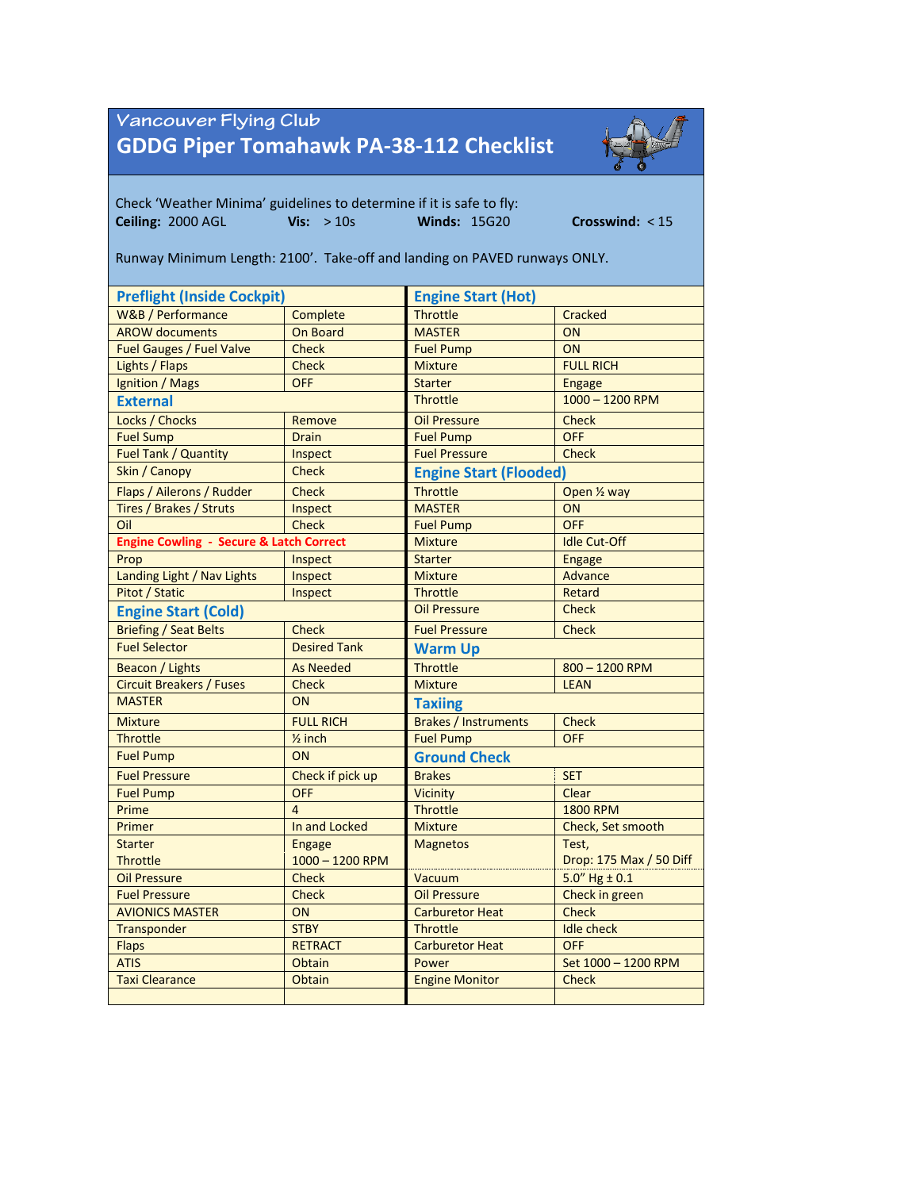# Vancouver Flying Club

## GDDG Piper Tomahawk PA-38-112 Checklist

Check 'Weather Minima' guidelines to determine if it is safe to fly:

**Ceiling:** 2000 AGL **Vis:** > 10s **Winds:** 15G20 **Crosswind:** < 15

Runway Minimum Length: 2100'. Take-off and landing on PAVED runways ONLY.

### Preflight (Inside Cockpit)

| Item | Action |
|---|---|
| W&B / Performance | Complete |
| AROW documents | On Board |
| Fuel Gauges / Fuel Valve | Check |
| Lights / Flaps | Check |
| Ignition / Mags | OFF |

### External

| Item | Action |
|---|---|
| Locks / Chocks | Remove |
| Fuel Sump | Drain |
| Fuel Tank / Quantity | Inspect |
| Skin / Canopy | Check |
| Flaps / Ailerons / Rudder | Check |
| Tires / Brakes / Struts | Inspect |
| Oil | Check |
| **Engine Cowling - Secure & Latch Correct** | |
| Prop | Inspect |
| Landing Light / Nav Lights | Inspect |
| Pitot / Static | Inspect |

### Engine Start (Cold)

| Item | Action |
|---|---|
| Briefing / Seat Belts | Check |
| Fuel Selector | Desired Tank |
| Beacon / Lights | As Needed |
| Circuit Breakers / Fuses | Check |
| MASTER | ON |
| Mixture | FULL RICH |
| Throttle | ½ inch |
| Fuel Pump | ON |
| Fuel Pressure | Check if pick up |
| Fuel Pump | OFF |
| Prime | 4 |
| Primer | In and Locked |
| Starter | Engage |
| Throttle | 1000 – 1200 RPM |
| Oil Pressure | Check |
| Fuel Pressure | Check |
| AVIONICS MASTER | ON |
| Transponder | STBY |
| Flaps | RETRACT |
| ATIS | Obtain |
| Taxi Clearance | Obtain |

### Engine Start (Hot)

| Item | Action |
|---|---|
| Throttle | Cracked |
| MASTER | ON |
| Fuel Pump | ON |
| Mixture | FULL RICH |
| Starter | Engage |
| Throttle | 1000 – 1200 RPM |
| Oil Pressure | Check |
| Fuel Pump | OFF |
| Fuel Pressure | Check |

### Engine Start (Flooded)

| Item | Action |
|---|---|
| Throttle | Open ½ way |
| MASTER | ON |
| Fuel Pump | OFF |
| Mixture | Idle Cut-Off |
| Starter | Engage |
| Mixture | Advance |
| Throttle | Retard |
| Oil Pressure | Check |
| Fuel Pressure | Check |

### Warm Up

| Item | Action |
|---|---|
| Throttle | 800 – 1200 RPM |
| Mixture | LEAN |

### Taxiing

| Item | Action |
|---|---|
| Brakes / Instruments | Check |
| Fuel Pump | OFF |

### Ground Check

| Item | Action |
|---|---|
| Brakes | SET |
| Vicinity | Clear |
| Throttle | 1800 RPM |
| Mixture | Check, Set smooth |
| Magnetos | Test, Drop: 175 Max / 50 Diff |
| Vacuum | 5.0" Hg ± 0.1 |
| Oil Pressure | Check in green |
| Carburetor Heat | Check |
| Throttle | Idle check |
| Carburetor Heat | OFF |
| Power | Set 1000 – 1200 RPM |
| Engine Monitor | Check |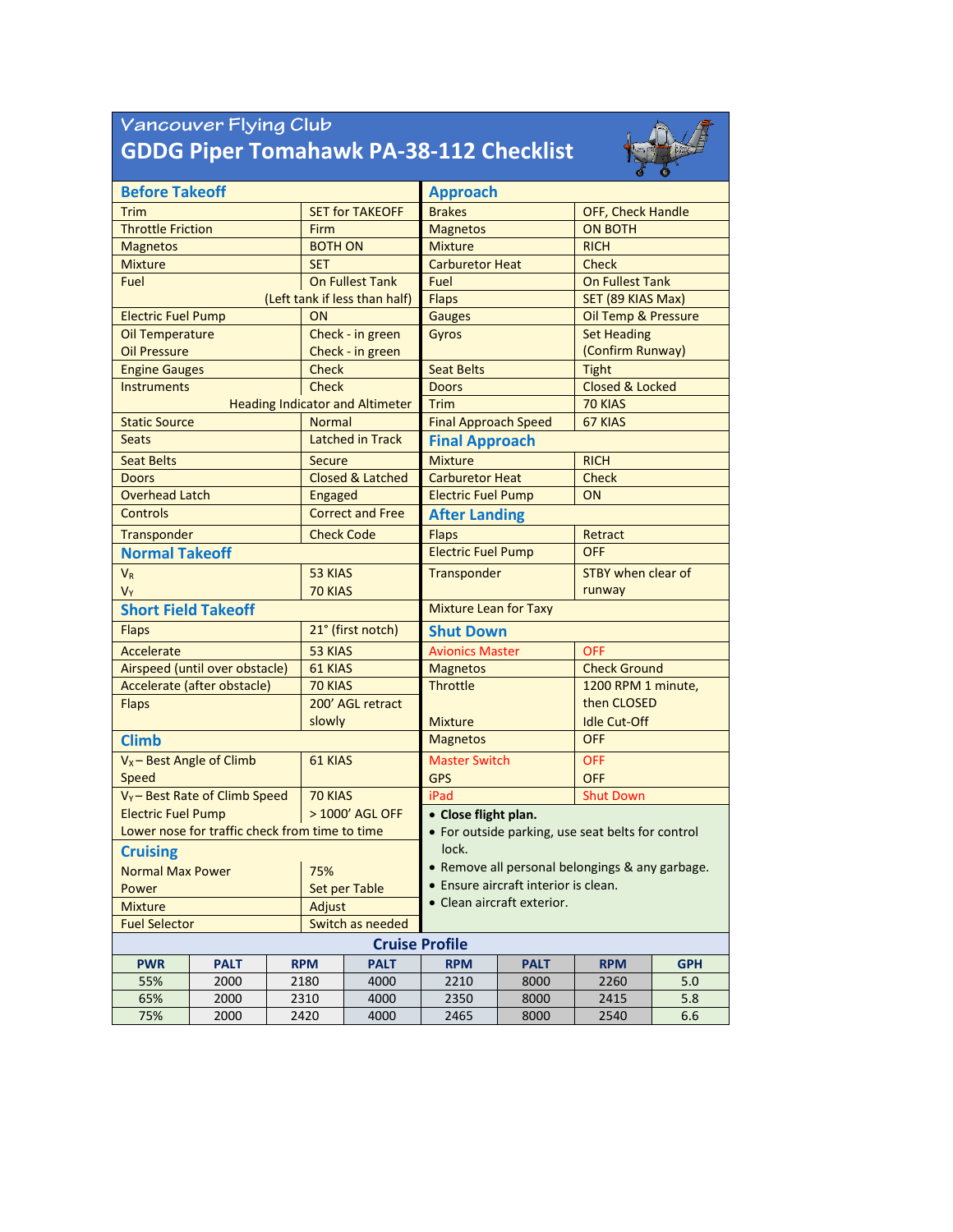Vancouver Flying Club

# GDDG Piper Tomahawk PA-38-112 Checklist

## Before Takeoff

| | |
|---|---|
| Trim | SET for TAKEOFF |
| Throttle Friction | Firm |
| Magnetos | BOTH ON |
| Mixture | SET |
| Fuel | On Fullest Tank (Left tank if less than half) |
| Electric Fuel Pump | ON |
| Oil Temperature | Check - in green |
| Oil Pressure | Check - in green |
| Engine Gauges | Check |
| Instruments | Check Heading Indicator and Altimeter |
| Static Source | Normal |
| Seats | Latched in Track |
| Seat Belts | Secure |
| Doors | Closed & Latched |
| Overhead Latch | Engaged |
| Controls | Correct and Free |
| Transponder | Check Code |

## Normal Takeoff

| | |
|---|---|
| $V_R$ | 53 KIAS |
| $V_Y$ | 70 KIAS |

## Short Field Takeoff

| | |
|---|---|
| Flaps | 21° (first notch) |
| Accelerate | 53 KIAS |
| Airspeed (until over obstacle) | 61 KIAS |
| Accelerate (after obstacle) | 70 KIAS |
| Flaps | 200' AGL retract slowly |

## Climb

| | |
|---|---|
| $V_X$ – Best Angle of Climb Speed | 61 KIAS |
| $V_Y$ – Best Rate of Climb Speed | 70 KIAS |
| Electric Fuel Pump | > 1000' AGL OFF |

Lower nose for traffic check from time to time

## Cruising

| | |
|---|---|
| Normal Max Power | 75% |
| Power | Set per Table |
| Mixture | Adjust |
| Fuel Selector | Switch as needed |

## Approach

| | |
|---|---|
| Brakes | OFF, Check Handle |
| Magnetos | ON BOTH |
| Mixture | RICH |
| Carburetor Heat | Check |
| Fuel | On Fullest Tank |
| Flaps | SET (89 KIAS Max) |
| Gauges | Oil Temp & Pressure |
| Gyros | Set Heading (Confirm Runway) |
| Seat Belts | Tight |
| Doors | Closed & Locked |
| Trim | 70 KIAS |
| Final Approach Speed | 67 KIAS |

## Final Approach

| | |
|---|---|
| Mixture | RICH |
| Carburetor Heat | Check |
| Electric Fuel Pump | ON |

## After Landing

| | |
|---|---|
| Flaps | Retract |
| Electric Fuel Pump | OFF |
| Transponder | STBY when clear of runway |

Mixture Lean for Taxy

## Shut Down

| | |
|---|---|
| Avionics Master | OFF |
| Magnetos | Check Ground |
| Throttle | 1200 RPM 1 minute, then CLOSED |
| Mixture | Idle Cut-Off |
| Magnetos | OFF |
| Master Switch | OFF |
| GPS | OFF |
| iPad | Shut Down |

- **Close flight plan.**
- For outside parking, use seat belts for control lock.
- Remove all personal belongings & any garbage.
- Ensure aircraft interior is clean.
- Clean aircraft exterior.

## Cruise Profile

| PWR | PALT | RPM | PALT | RPM | PALT | RPM | GPH |
|---|---|---|---|---|---|---|---|
| 55% | 2000 | 2180 | 4000 | 2210 | 8000 | 2260 | 5.0 |
| 65% | 2000 | 2310 | 4000 | 2350 | 8000 | 2415 | 5.8 |
| 75% | 2000 | 2420 | 4000 | 2465 | 8000 | 2540 | 6.6 |